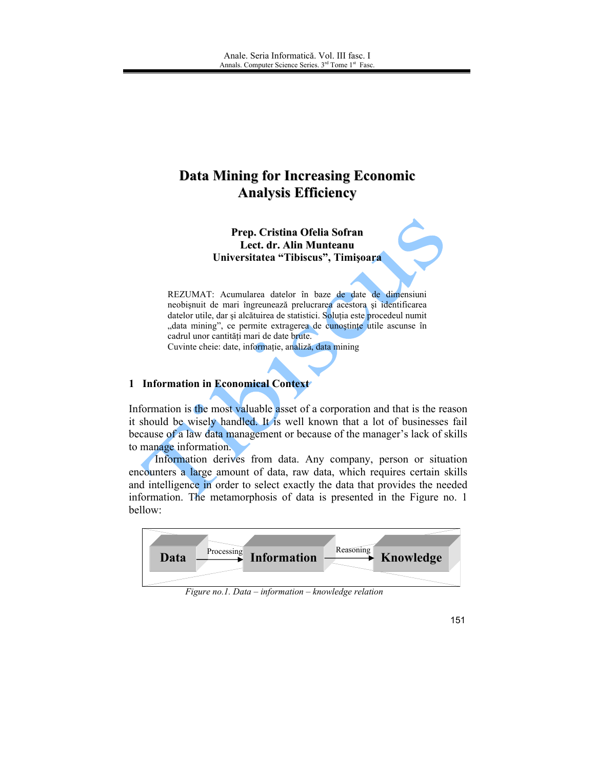# Data Mining for Increasing Economic Analysis Efficiency

**Prep. Cristina Ofelia Sofran**
**Lect. dr. Alin Munteanu**
**Universitatea "Tibiscus", Timişoara**

REZUMAT: Acumularea datelor în baze de date de dimensiuni neobişnuit de mari îngreunează prelucrarea acestora şi identificarea datelor utile, dar şi alcătuirea de statistici. Soluţia este procedeul numit „data mining", ce permite extragerea de cunoştinţe utile ascunse în cadrul unor cantităţi mari de date brute.
Cuvinte cheie: date, informaţie, analiză, data mining

## 1 Information in Economical Context

Information is the most valuable asset of a corporation and that is the reason it should be wisely handled. It is well known that a lot of businesses fail because of a law data management or because of the manager's lack of skills to manage information.

Information derives from data. Any company, person or situation encounters a large amount of data, raw data, which requires certain skills and intelligence in order to select exactly the data that provides the needed information. The metamorphosis of data is presented in the Figure no. 1 bellow:

Data —Processing→ Information —Reasoning→ Knowledge

*Figure no.1. Data – information – knowledge relation*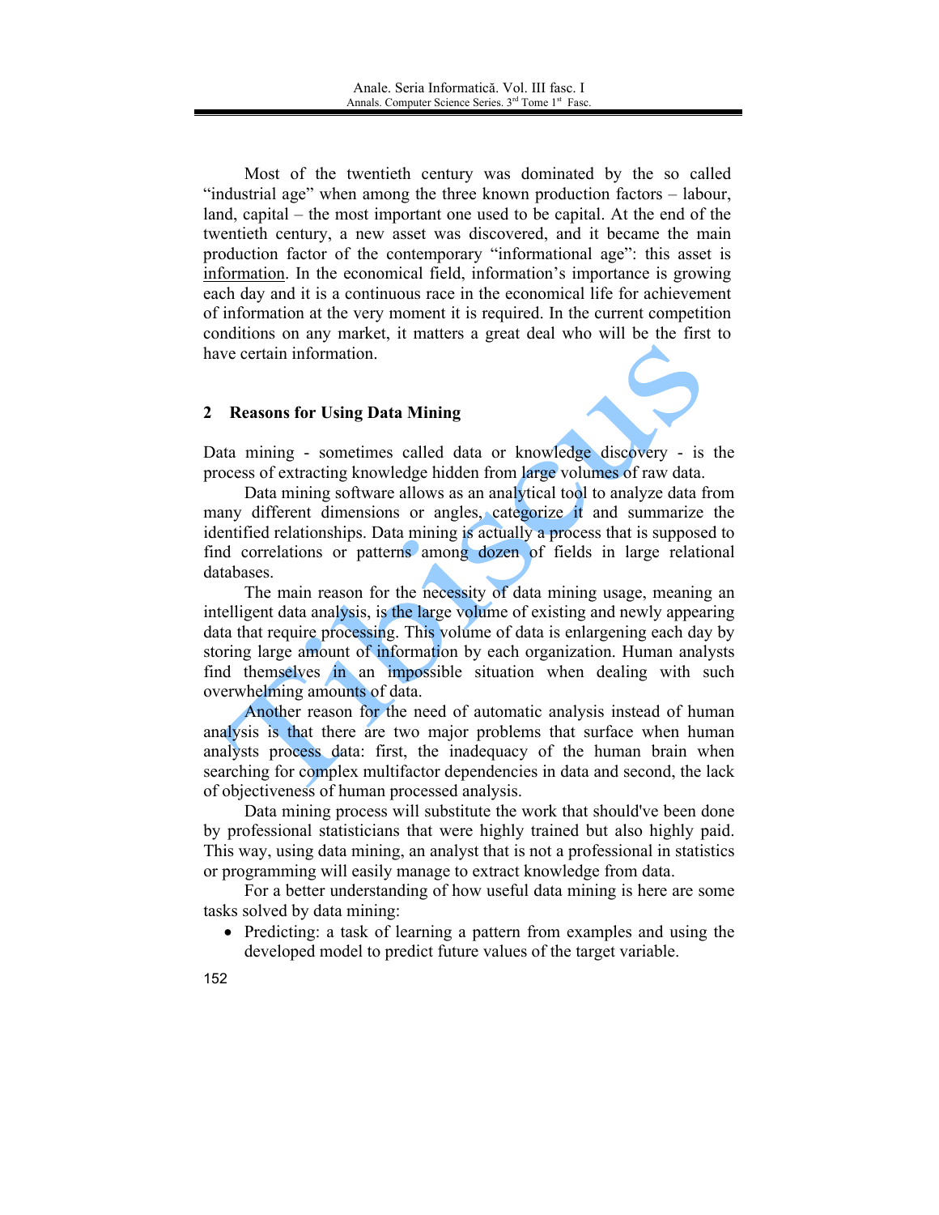Most of the twentieth century was dominated by the so called "industrial age" when among the three known production factors – labour, land, capital – the most important one used to be capital. At the end of the twentieth century, a new asset was discovered, and it became the main production factor of the contemporary "informational age": this asset is information. In the economical field, information's importance is growing each day and it is a continuous race in the economical life for achievement of information at the very moment it is required. In the current competition conditions on any market, it matters a great deal who will be the first to have certain information.

## 2 Reasons for Using Data Mining

Data mining - sometimes called data or knowledge discovery - is the process of extracting knowledge hidden from large volumes of raw data.

Data mining software allows as an analytical tool to analyze data from many different dimensions or angles, categorize it and summarize the identified relationships. Data mining is actually a process that is supposed to find correlations or patterns among dozen of fields in large relational databases.

The main reason for the necessity of data mining usage, meaning an intelligent data analysis, is the large volume of existing and newly appearing data that require processing. This volume of data is enlargening each day by storing large amount of information by each organization. Human analysts find themselves in an impossible situation when dealing with such overwhelming amounts of data.

Another reason for the need of automatic analysis instead of human analysis is that there are two major problems that surface when human analysts process data: first, the inadequacy of the human brain when searching for complex multifactor dependencies in data and second, the lack of objectiveness of human processed analysis.

Data mining process will substitute the work that should've been done by professional statisticians that were highly trained but also highly paid. This way, using data mining, an analyst that is not a professional in statistics or programming will easily manage to extract knowledge from data.

For a better understanding of how useful data mining is here are some tasks solved by data mining:

- Predicting: a task of learning a pattern from examples and using the developed model to predict future values of the target variable.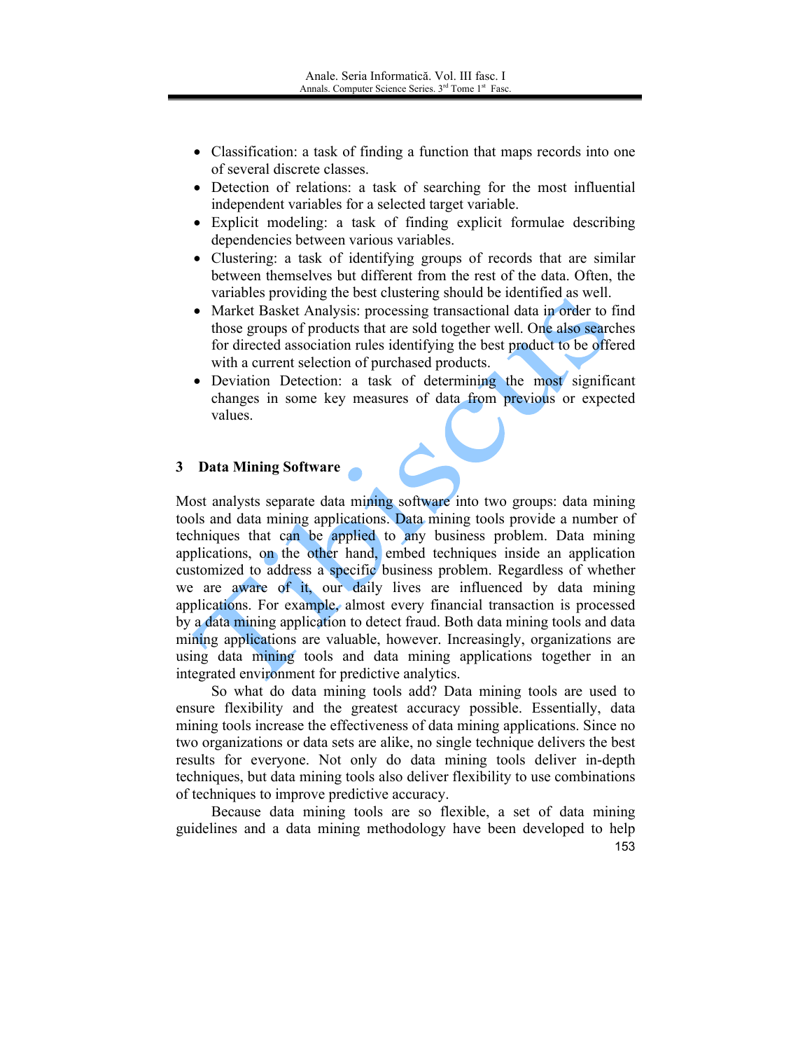- Classification: a task of finding a function that maps records into one of several discrete classes.
- Detection of relations: a task of searching for the most influential independent variables for a selected target variable.
- Explicit modeling: a task of finding explicit formulae describing dependencies between various variables.
- Clustering: a task of identifying groups of records that are similar between themselves but different from the rest of the data. Often, the variables providing the best clustering should be identified as well.
- Market Basket Analysis: processing transactional data in order to find those groups of products that are sold together well. One also searches for directed association rules identifying the best product to be offered with a current selection of purchased products.
- Deviation Detection: a task of determining the most significant changes in some key measures of data from previous or expected values.

## 3 Data Mining Software

Most analysts separate data mining software into two groups: data mining tools and data mining applications. Data mining tools provide a number of techniques that can be applied to any business problem. Data mining applications, on the other hand, embed techniques inside an application customized to address a specific business problem. Regardless of whether we are aware of it, our daily lives are influenced by data mining applications. For example, almost every financial transaction is processed by a data mining application to detect fraud. Both data mining tools and data mining applications are valuable, however. Increasingly, organizations are using data mining tools and data mining applications together in an integrated environment for predictive analytics.

So what do data mining tools add? Data mining tools are used to ensure flexibility and the greatest accuracy possible. Essentially, data mining tools increase the effectiveness of data mining applications. Since no two organizations or data sets are alike, no single technique delivers the best results for everyone. Not only do data mining tools deliver in-depth techniques, but data mining tools also deliver flexibility to use combinations of techniques to improve predictive accuracy.

Because data mining tools are so flexible, a set of data mining guidelines and a data mining methodology have been developed to help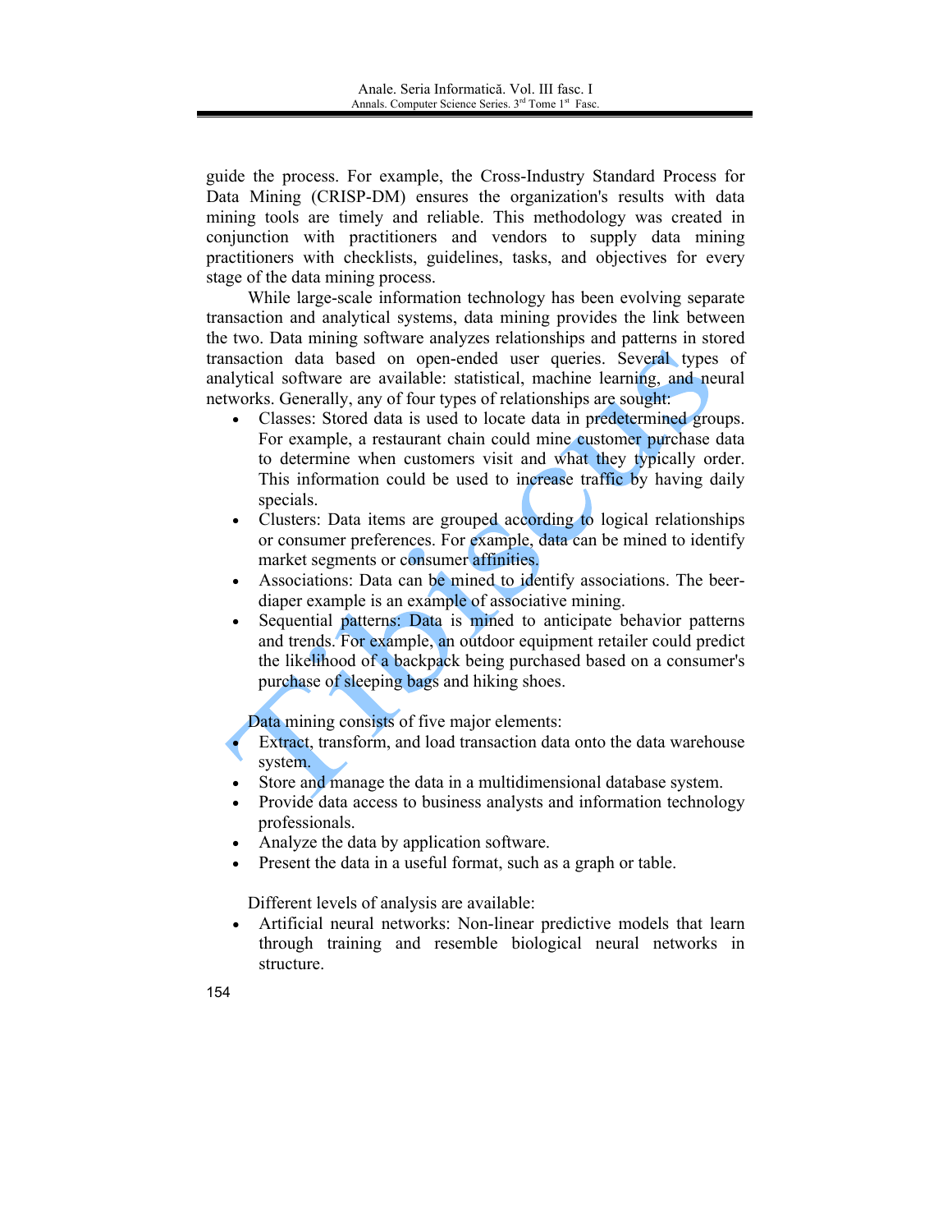guide the process. For example, the Cross-Industry Standard Process for Data Mining (CRISP-DM) ensures the organization's results with data mining tools are timely and reliable. This methodology was created in conjunction with practitioners and vendors to supply data mining practitioners with checklists, guidelines, tasks, and objectives for every stage of the data mining process.

While large-scale information technology has been evolving separate transaction and analytical systems, data mining provides the link between the two. Data mining software analyzes relationships and patterns in stored transaction data based on open-ended user queries. Several types of analytical software are available: statistical, machine learning, and neural networks. Generally, any of four types of relationships are sought:

- Classes: Stored data is used to locate data in predetermined groups. For example, a restaurant chain could mine customer purchase data to determine when customers visit and what they typically order. This information could be used to increase traffic by having daily specials.
- Clusters: Data items are grouped according to logical relationships or consumer preferences. For example, data can be mined to identify market segments or consumer affinities.
- Associations: Data can be mined to identify associations. The beer-diaper example is an example of associative mining.
- Sequential patterns: Data is mined to anticipate behavior patterns and trends. For example, an outdoor equipment retailer could predict the likelihood of a backpack being purchased based on a consumer's purchase of sleeping bags and hiking shoes.

Data mining consists of five major elements:

- Extract, transform, and load transaction data onto the data warehouse system.
- Store and manage the data in a multidimensional database system.
- Provide data access to business analysts and information technology professionals.
- Analyze the data by application software.
- Present the data in a useful format, such as a graph or table.

Different levels of analysis are available:

- Artificial neural networks: Non-linear predictive models that learn through training and resemble biological neural networks in structure.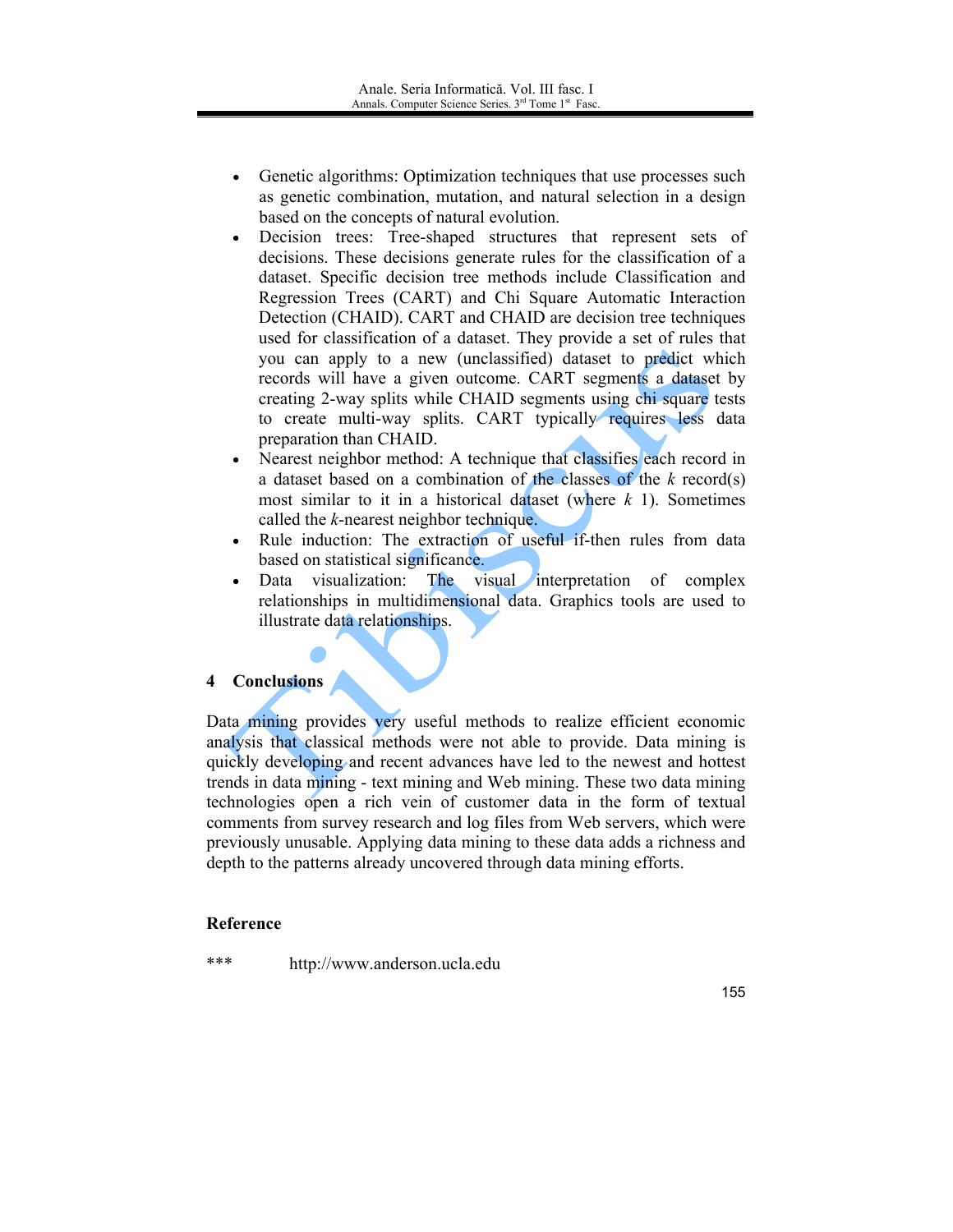- Genetic algorithms: Optimization techniques that use processes such as genetic combination, mutation, and natural selection in a design based on the concepts of natural evolution.
- Decision trees: Tree-shaped structures that represent sets of decisions. These decisions generate rules for the classification of a dataset. Specific decision tree methods include Classification and Regression Trees (CART) and Chi Square Automatic Interaction Detection (CHAID). CART and CHAID are decision tree techniques used for classification of a dataset. They provide a set of rules that you can apply to a new (unclassified) dataset to predict which records will have a given outcome. CART segments a dataset by creating 2-way splits while CHAID segments using chi square tests to create multi-way splits. CART typically requires less data preparation than CHAID.
- Nearest neighbor method: A technique that classifies each record in a dataset based on a combination of the classes of the *k* record(s) most similar to it in a historical dataset (where *k* 1). Sometimes called the *k*-nearest neighbor technique.
- Rule induction: The extraction of useful if-then rules from data based on statistical significance.
- Data visualization: The visual interpretation of complex relationships in multidimensional data. Graphics tools are used to illustrate data relationships.

## 4 Conclusions

Data mining provides very useful methods to realize efficient economic analysis that classical methods were not able to provide. Data mining is quickly developing and recent advances have led to the newest and hottest trends in data mining - text mining and Web mining. These two data mining technologies open a rich vein of customer data in the form of textual comments from survey research and log files from Web servers, which were previously unusable. Applying data mining to these data adds a richness and depth to the patterns already uncovered through data mining efforts.

## Reference

*** http://www.anderson.ucla.edu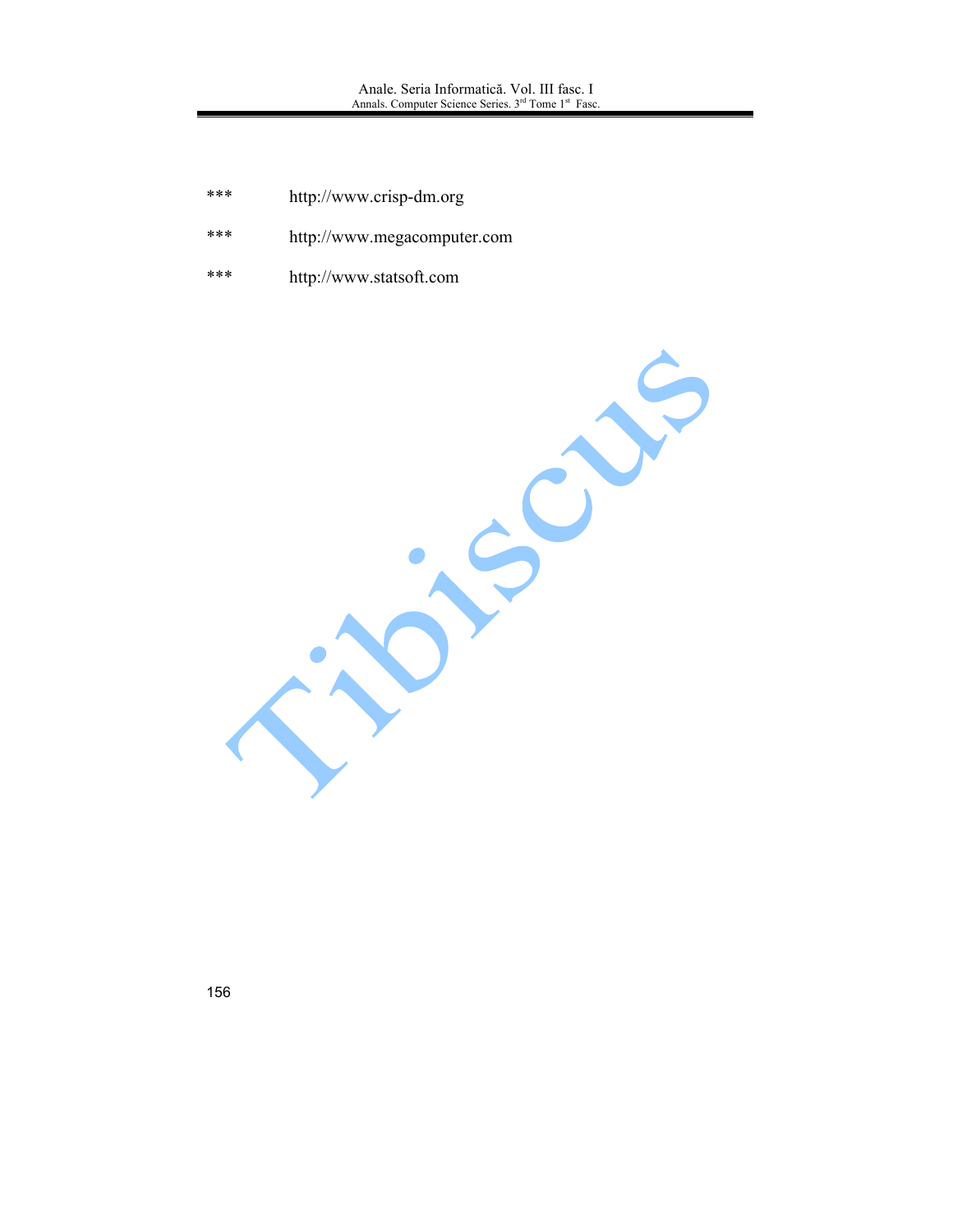*** http://www.crisp-dm.org

*** http://www.megacomputer.com

*** http://www.statsoft.com